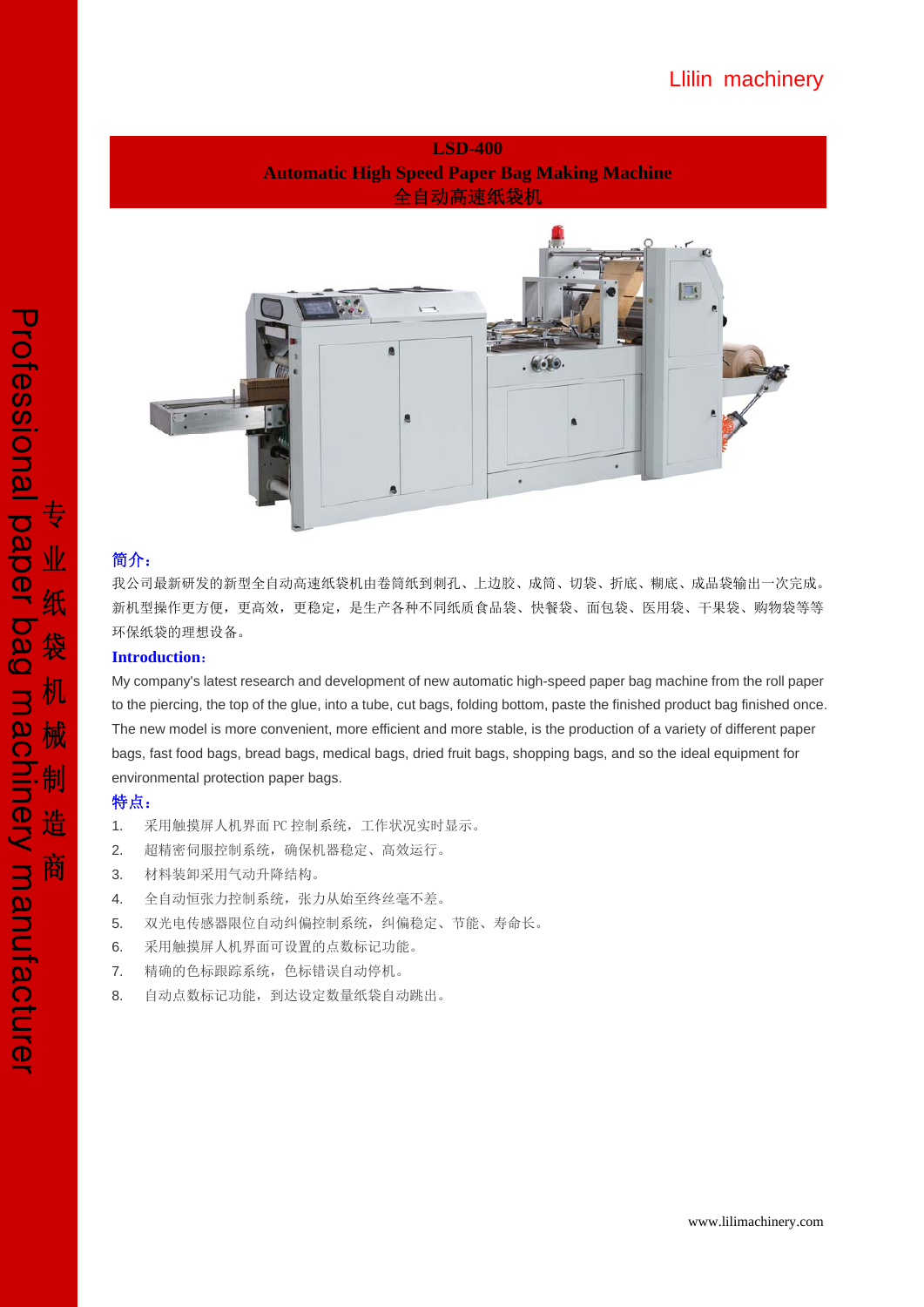# LSD-400

## Automatic High Speed Paper Bag Making Machine

## 全自动高速纸袋机

**简介：**

我公司最新研发的新型全自动高速纸袋机由卷筒纸到刺孔、上边胶、成筒、切袋、折底、糊底、成品袋输出一次完成。新机型操作更方便，更高效，更稳定，是生产各种不同纸质食品袋、快餐袋、面包袋、医用袋、干果袋、购物袋等等环保纸袋的理想设备。

**Introduction:**

My company's latest research and development of new automatic high-speed paper bag machine from the roll paper to the piercing, the top of the glue, into a tube, cut bags, folding bottom, paste the finished product bag finished once. The new model is more convenient, more efficient and more stable, is the production of a variety of different paper bags, fast food bags, bread bags, medical bags, dried fruit bags, shopping bags, and so the ideal equipment for environmental protection paper bags.

**特点：**

1. 采用触摸屏人机界面 PC 控制系统，工作状况实时显示。
2. 超精密伺服控制系统，确保机器稳定、高效运行。
3. 材料装卸采用气动升降结构。
4. 全自动恒张力控制系统，张力从始至终丝毫不差。
5. 双光电传感器限位自动纠偏控制系统，纠偏稳定、节能、寿命长。
6. 采用触摸屏人机界面可设置的点数标记功能。
7. 精确的色标跟踪系统，色标错误自动停机。
8. 自动点数标记功能，到达设定数量纸袋自动跳出。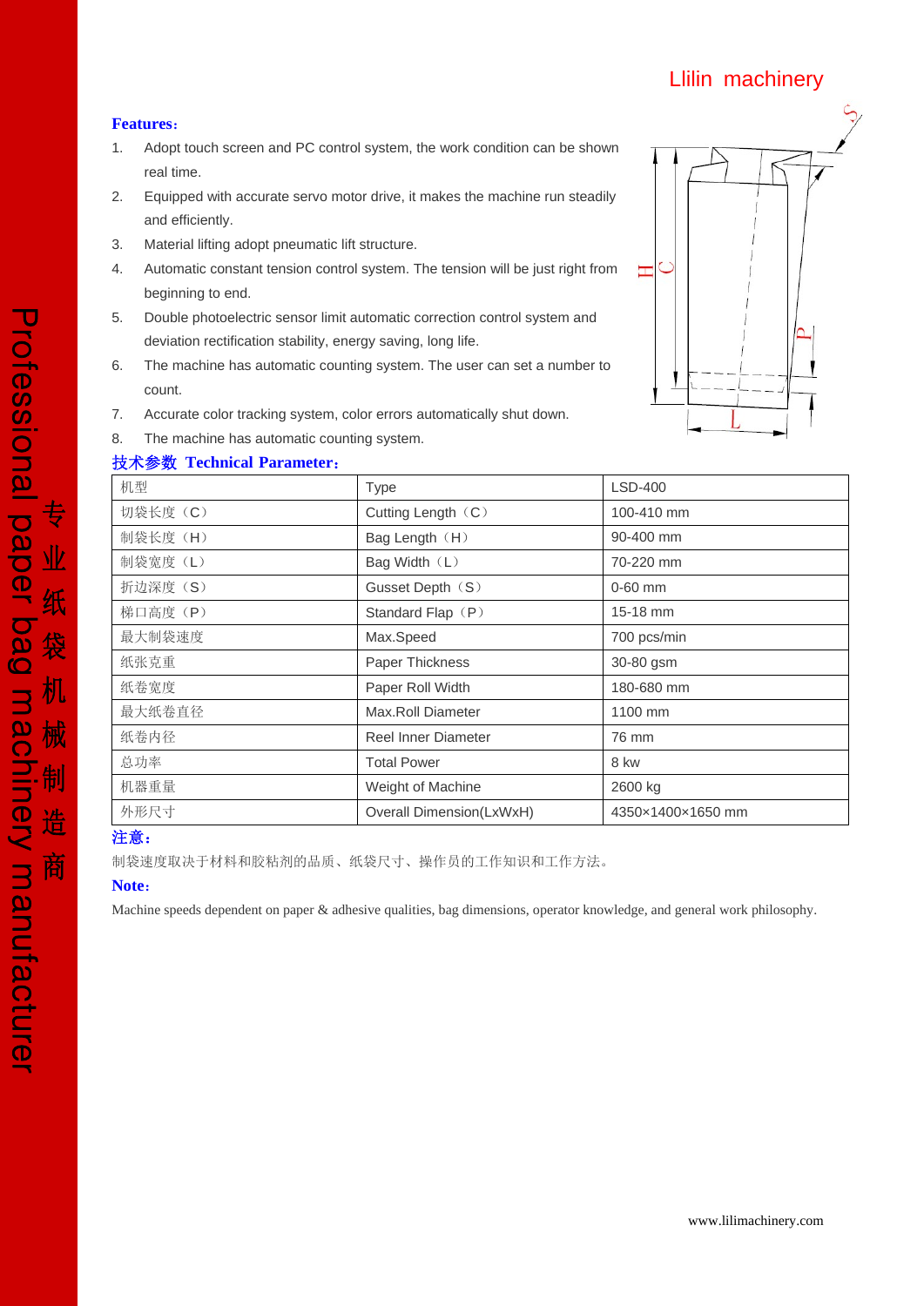Llilin machinery

**Features:**

1. Adopt touch screen and PC control system, the work condition can be shown real time.
2. Equipped with accurate servo motor drive, it makes the machine run steadily and efficiently.
3. Material lifting adopt pneumatic lift structure.
4. Automatic constant tension control system. The tension will be just right from beginning to end.
5. Double photoelectric sensor limit automatic correction control system and deviation rectification stability, energy saving, long life.
6. The machine has automatic counting system. The user can set a number to count.
7. Accurate color tracking system, color errors automatically shut down.
8. The machine has automatic counting system.

S
H
C
P
L

**技术参数 Technical Parameter:**

| | | |
|---|---|---|
| 机型 | Type | LSD-400 |
| 切袋长度（C） | Cutting Length（C） | 100-410 mm |
| 制袋长度（H） | Bag Length（H） | 90-400 mm |
| 制袋宽度（L） | Bag Width（L） | 70-220 mm |
| 折边深度（S） | Gusset Depth（S） | 0-60 mm |
| 梯口高度（P） | Standard Flap（P） | 15-18 mm |
| 最大制袋速度 | Max.Speed | 700 pcs/min |
| 纸张克重 | Paper Thickness | 30-80 gsm |
| 纸卷宽度 | Paper Roll Width | 180-680 mm |
| 最大纸卷直径 | Max.Roll Diameter | 1100 mm |
| 纸卷内径 | Reel Inner Diameter | 76 mm |
| 总功率 | Total Power | 8 kw |
| 机器重量 | Weight of Machine | 2600 kg |
| 外形尺寸 | Overall Dimension(LxWxH) | 4350×1400×1650 mm |

**注意:**

制袋速度取决于材料和胶粘剂的品质、纸袋尺寸、操作员的工作知识和工作方法。

**Note:**

Machine speeds dependent on paper & adhesive qualities, bag dimensions, operator knowledge, and general work philosophy.

Professional paper bag machinery manufacturer

专业纸袋机械制造商

www.lilimachinery.com